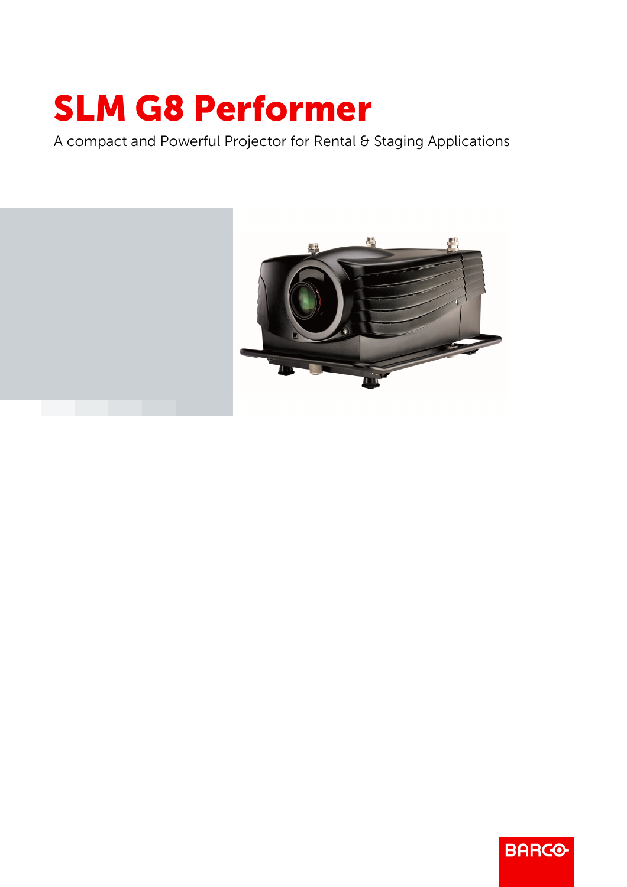# SLM G8 Performer

A compact and Powerful Projector for Rental & Staging Applications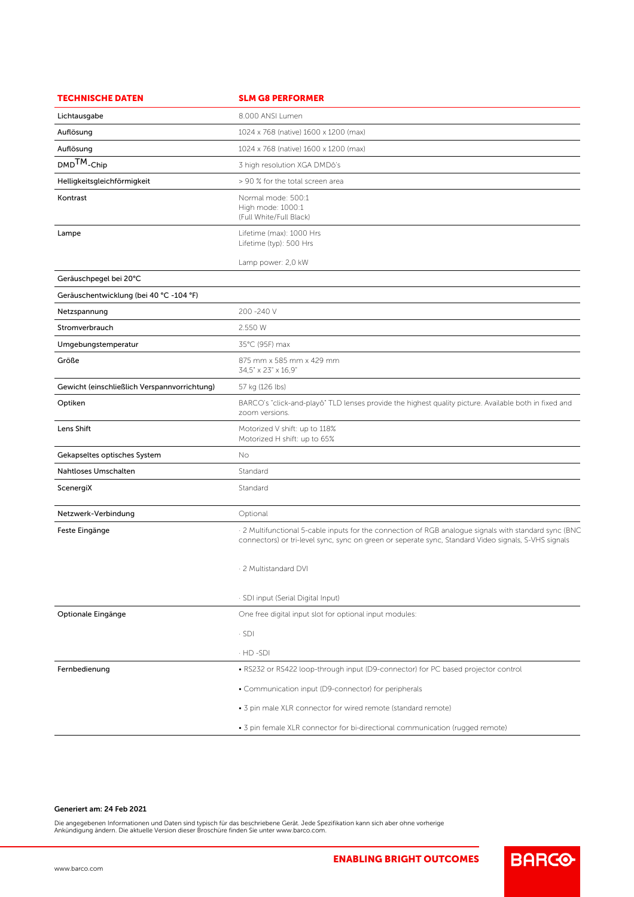| TECHNISCHE DATEN | SLM G8 PERFORMER |
|---|---|
| Lichtausgabe | 8.000 ANSI Lumen |
| Auflösung | 1024 x 768 (native) 1600 x 1200 (max) |
| Auflösung | 1024 x 768 (native) 1600 x 1200 (max) |
| DMD™-Chip | 3 high resolution XGA DMDô's |
| Helligkeitsgleichförmigkeit | > 90 % for the total screen area |
| Kontrast | Normal mode: 500:1<br>High mode: 1000:1<br>(Full White/Full Black) |
| Lampe | Lifetime (max): 1000 Hrs<br>Lifetime (typ): 500 Hrs<br><br>Lamp power: 2,0 kW |
| Geräuschpegel bei 20°C | |
| Geräuschentwicklung (bei 40 °C -104 °F) | |
| Netzspannung | 200 -240 V |
| Stromverbrauch | 2.550 W |
| Umgebungstemperatur | 35°C (95F) max |
| Größe | 875 mm x 585 mm x 429 mm<br>34,5" x 23" x 16,9" |
| Gewicht (einschließlich Verspannvorrichtung) | 57 kg (126 lbs) |
| Optiken | BARCO's "click-and-playô" TLD lenses provide the highest quality picture. Available both in fixed and zoom versions. |
| Lens Shift | Motorized V shift: up to 118%<br>Motorized H shift: up to 65% |
| Gekapseltes optisches System | No |
| Nahtloses Umschalten | Standard |
| ScenergiX | Standard |
| Netzwerk-Verbindung | Optional |
| Feste Eingänge | · 2 Multifunctional 5-cable inputs for the connection of RGB analogue signals with standard sync (BNC connectors) or tri-level sync, sync on green or seperate sync, Standard Video signals, S-VHS signals<br><br>· 2 Multistandard DVI<br><br>· SDI input (Serial Digital Input) |
| Optionale Eingänge | One free digital input slot for optional input modules:<br><br>· SDI<br><br>· HD -SDI |
| Fernbedienung | • RS232 or RS422 loop-through input (D9-connector) for PC based projector control<br><br>• Communication input (D9-connector) for peripherals<br><br>• 3 pin male XLR connector for wired remote (standard remote)<br><br>• 3 pin female XLR connector for bi-directional communication (rugged remote) |

**Generiert am: 24 Feb 2021**

Die angegebenen Informationen und Daten sind typisch für das beschriebene Gerät. Jede Spezifikation kann sich aber ohne vorherige Ankündigung ändern. Die aktuelle Version dieser Broschüre finden Sie unter www.barco.com.

**ENABLING BRIGHT OUTCOMES**

BARCO

www.barco.com